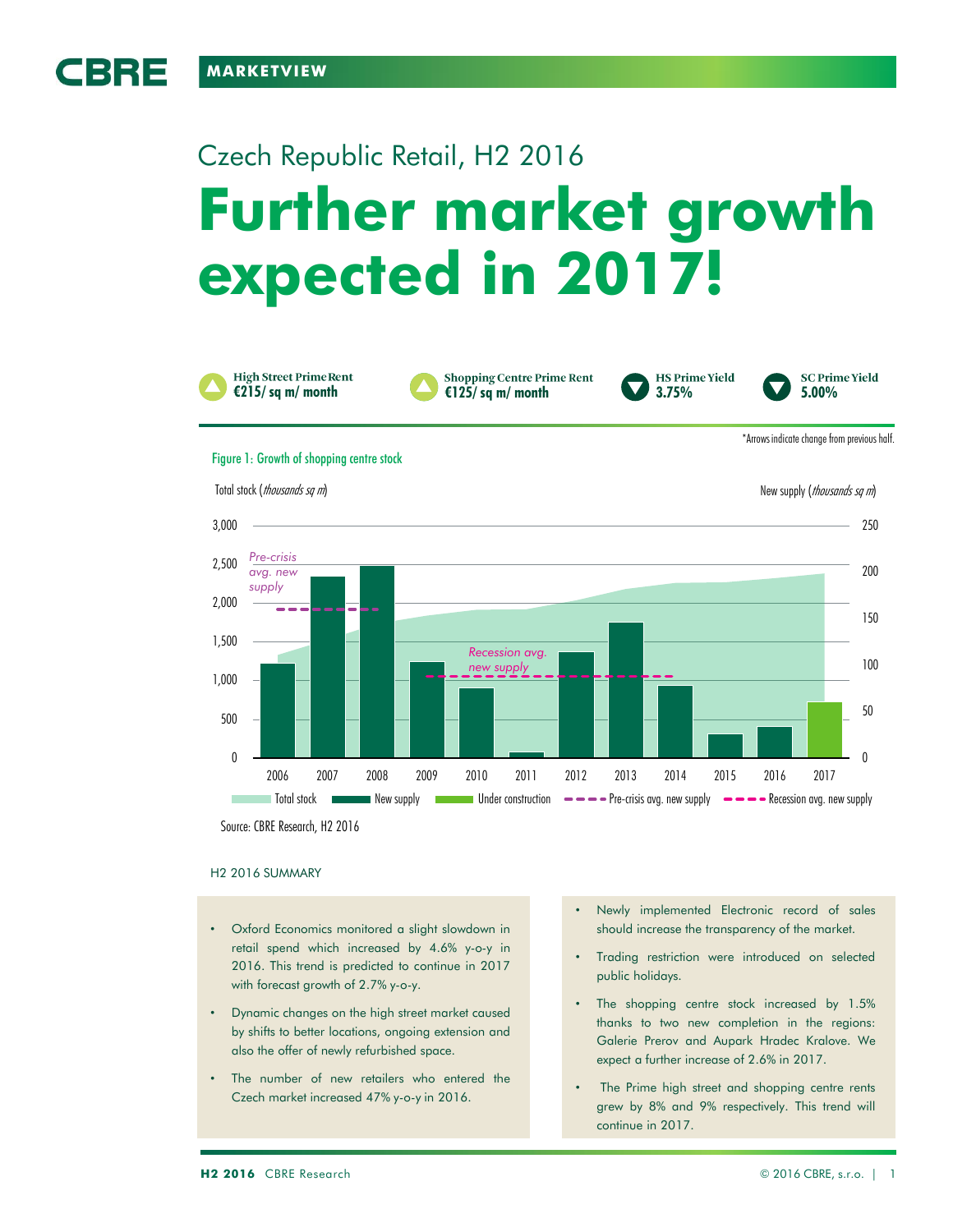MARKETVIEW

## Czech Republic Retail, H2 2016

# Further market growth expected in 2017!

**High Street Prime Rent**
**€215/ sq m/ month**

**Shopping Centre Prime Rent**
**€125/ sq m/ month**

**HS Prime Yield**
**3.75%**

**SC Prime Yield**
**5.00%**

*Arrows indicate change from previous half.

Figure 1: Growth of shopping centre stock

Total stock (*thousands sq m*)

New supply (*thousands sq m*)

Total stock | New supply | Under construction | Pre-crisis avg. new supply | Recession avg. new supply

Source: CBRE Research, H2 2016

H2 2016 SUMMARY

- Oxford Economics monitored a slight slowdown in retail spend which increased by 4.6% y-o-y in 2016. This trend is predicted to continue in 2017 with forecast growth of 2.7% y-o-y.
- Dynamic changes on the high street market caused by shifts to better locations, ongoing extension and also the offer of newly refurbished space.
- The number of new retailers who entered the Czech market increased 47% y-o-y in 2016.
- Newly implemented Electronic record of sales should increase the transparency of the market.
- Trading restriction were introduced on selected public holidays.
- The shopping centre stock increased by 1.5% thanks to two new completion in the regions: Galerie Prerov and Aupark Hradec Kralove. We expect a further increase of 2.6% in 2017.
- The Prime high street and shopping centre rents grew by 8% and 9% respectively. This trend will continue in 2017.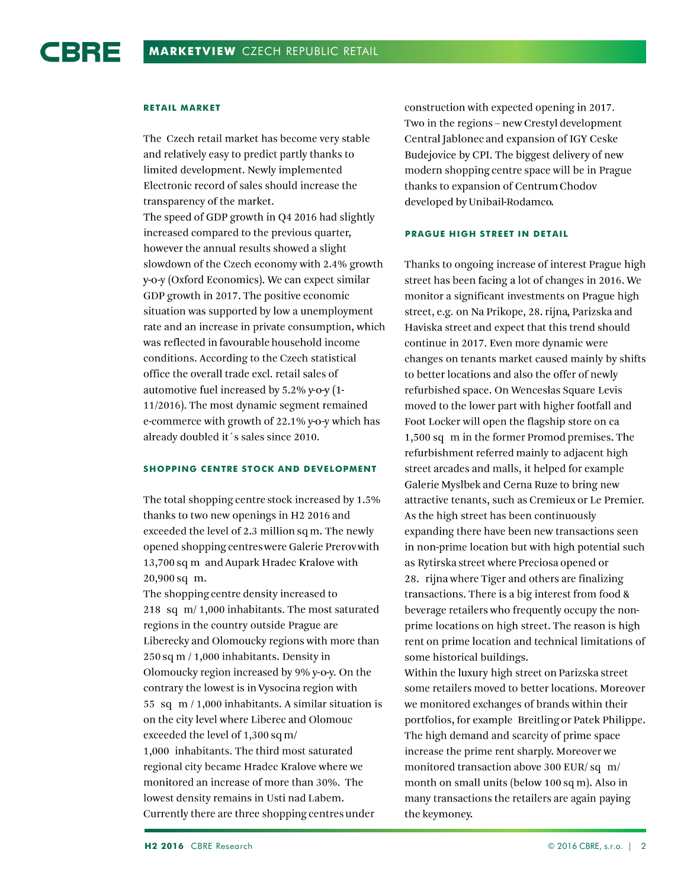## RETAIL MARKET

The Czech retail market has become very stable and relatively easy to predict partly thanks to limited development. Newly implemented Electronic record of sales should increase the transparency of the market.
The speed of GDP growth in Q4 2016 had slightly increased compared to the previous quarter, however the annual results showed a slight slowdown of the Czech economy with 2.4% growth y-o-y (Oxford Economics). We can expect similar GDP growth in 2017. The positive economic situation was supported by low a unemployment rate and an increase in private consumption, which was reflected in favourable household income conditions. According to the Czech statistical office the overall trade excl. retail sales of automotive fuel increased by 5.2% y-o-y (1-11/2016). The most dynamic segment remained e-commerce with growth of 22.1% y-o-y which has already doubled it´s sales since 2010.

## SHOPPING CENTRE STOCK AND DEVELOPMENT

The total shopping centre stock increased by 1.5% thanks to two new openings in H2 2016 and exceeded the level of 2.3 million sq m. The newly opened shopping centres were Galerie Prerov with 13,700 sq m and Aupark Hradec Kralove with 20,900 sq m.
The shopping centre density increased to 218 sq m/ 1,000 inhabitants. The most saturated regions in the country outside Prague are Liberecky and Olomoucky regions with more than 250 sq m / 1,000 inhabitants. Density in Olomoucky region increased by 9% y-o-y. On the contrary the lowest is in Vysocina region with 55 sq m / 1,000 inhabitants. A similar situation is on the city level where Liberec and Olomouc exceeded the level of 1,300 sq m/ 1,000 inhabitants. The third most saturated regional city became Hradec Kralove where we monitored an increase of more than 30%. The lowest density remains in Usti nad Labem.
Currently there are three shopping centres under construction with expected opening in 2017. Two in the regions – new Crestyl development Central Jablonec and expansion of IGY Ceske Budejovice by CPI. The biggest delivery of new modern shopping centre space will be in Prague thanks to expansion of Centrum Chodov developed by Unibail-Rodamco.

## PRAGUE HIGH STREET IN DETAIL

Thanks to ongoing increase of interest Prague high street has been facing a lot of changes in 2016. We monitor a significant investments on Prague high street, e.g. on Na Prikope, 28. rijna, Parizska and Haviska street and expect that this trend should continue in 2017. Even more dynamic were changes on tenants market caused mainly by shifts to better locations and also the offer of newly refurbished space. On Wenceslas Square Levis moved to the lower part with higher footfall and Foot Locker will open the flagship store on ca 1,500 sq m in the former Promod premises. The refurbishment referred mainly to adjacent high street arcades and malls, it helped for example Galerie Myslbek and Cerna Ruze to bring new attractive tenants, such as Cremieux or Le Premier. As the high street has been continuously expanding there have been new transactions seen in non-prime location but with high potential such as Rytirska street where Preciosa opened or 28. rijna where Tiger and others are finalizing transactions. There is a big interest from food & beverage retailers who frequently occupy the non-prime locations on high street. The reason is high rent on prime location and technical limitations of some historical buildings.
Within the luxury high street on Parizska street some retailers moved to better locations. Moreover we monitored exchanges of brands within their portfolios, for example Breitling or Patek Philippe. The high demand and scarcity of prime space increase the prime rent sharply. Moreover we monitored transaction above 300 EUR/ sq m/ month on small units (below 100 sq m). Also in many transactions the retailers are again paying the keymoney.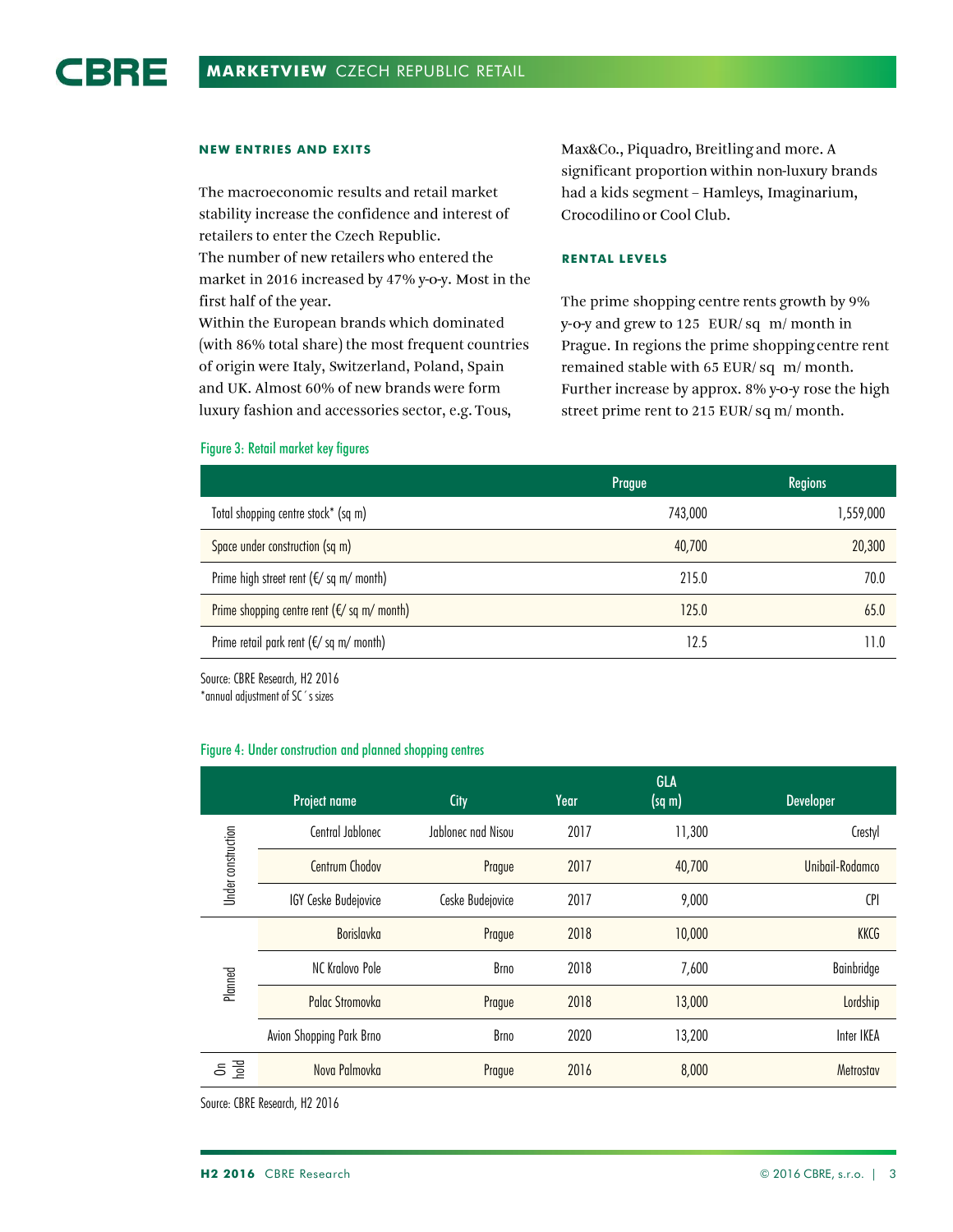### NEW ENTRIES AND EXITS

The macroeconomic results and retail market stability increase the confidence and interest of retailers to enter the Czech Republic.
The number of new retailers who entered the market in 2016 increased by 47% y-o-y. Most in the first half of the year.
Within the European brands which dominated (with 86% total share) the most frequent countries of origin were Italy, Switzerland, Poland, Spain and UK. Almost 60% of new brands were form luxury fashion and accessories sector, e.g. Tous, Max&Co., Piquadro, Breitling and more. A significant proportion within non-luxury brands had a kids segment – Hamleys, Imaginarium, Crocodilino or Cool Club.

### RENTAL LEVELS

The prime shopping centre rents growth by 9% y-o-y and grew to 125 EUR/ sq m/ month in Prague. In regions the prime shopping centre rent remained stable with 65 EUR/ sq m/ month. Further increase by approx. 8% y-o-y rose the high street prime rent to 215 EUR/ sq m/ month.

Figure 3: Retail market key figures

| | Prague | Regions |
|---|---|---|
| Total shopping centre stock* (sq m) | 743,000 | 1,559,000 |
| Space under construction (sq m) | 40,700 | 20,300 |
| Prime high street rent (€/ sq m/ month) | 215.0 | 70.0 |
| Prime shopping centre rent (€/ sq m/ month) | 125.0 | 65.0 |
| Prime retail park rent (€/ sq m/ month) | 12.5 | 11.0 |

Source: CBRE Research, H2 2016
*annual adjustment of SC´s sizes

Figure 4: Under construction and planned shopping centres

| | Project name | City | Year | GLA (sq m) | Developer |
|---|---|---|---|---|---|
| Under construction | Central Jablonec | Jablonec nad Nisou | 2017 | 11,300 | Crestyl |
| | Centrum Chodov | Prague | 2017 | 40,700 | Unibail-Rodamco |
| | IGY Ceske Budejovice | Ceske Budejovice | 2017 | 9,000 | CPI |
| Planned | Borislavka | Prague | 2018 | 10,000 | KKCG |
| | NC Kralovo Pole | Brno | 2018 | 7,600 | Bainbridge |
| | Palac Stromovka | Prague | 2018 | 13,000 | Lordship |
| | Avion Shopping Park Brno | Brno | 2020 | 13,200 | Inter IKEA |
| On hold | Nova Palmovka | Prague | 2016 | 8,000 | Metrostav |

Source: CBRE Research, H2 2016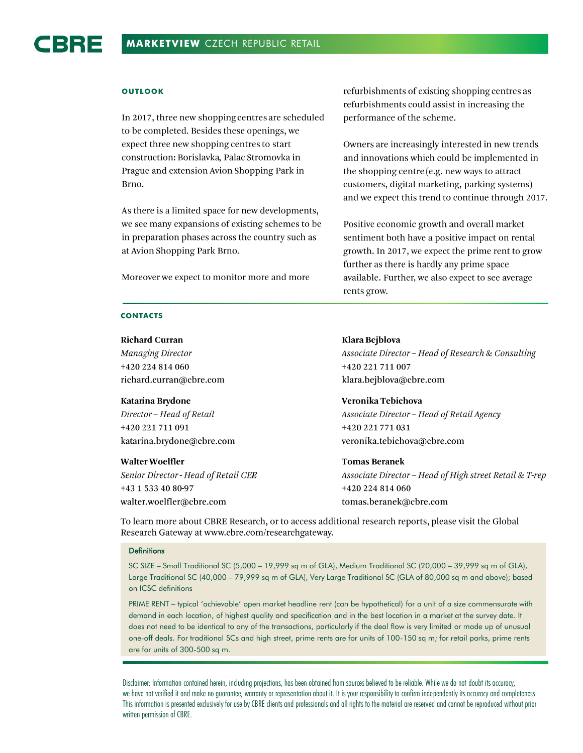## OUTLOOK

In 2017, three new shopping centres are scheduled to be completed. Besides these openings, we expect three new shopping centres to start construction: Borislavka, Palac Stromovka in Prague and extension Avion Shopping Park in Brno.

As there is a limited space for new developments, we see many expansions of existing schemes to be in preparation phases across the country such as at Avion Shopping Park Brno.

Moreover we expect to monitor more and more refurbishments of existing shopping centres as refurbishments could assist in increasing the performance of the scheme.

Owners are increasingly interested in new trends and innovations which could be implemented in the shopping centre (e.g. new ways to attract customers, digital marketing, parking systems) and we expect this trend to continue through 2017.

Positive economic growth and overall market sentiment both have a positive impact on rental growth. In 2017, we expect the prime rent to grow further as there is hardly any prime space available. Further, we also expect to see average rents grow.

## CONTACTS

**Richard Curran**
*Managing Director*
+420 224 814 060
richard.curran@cbre.com

**Katarína Brydone**
*Director – Head of Retail*
+420 221 711 091
katarina.brydone@cbre.com

**Walter Woelfler**
*Senior Director - Head of Retail CEE*
+43 1 533 40 80-97
walter.woelfler@cbre.com

**Klara Bejblova**
*Associate Director – Head of Research & Consulting*
+420 221 711 007
klara.bejblova@cbre.com

**Veronika Tebichova**
*Associate Director – Head of Retail Agency*
+420 221 771 031
veronika.tebichova@cbre.com

**Tomas Beranek**
*Associate Director – Head of High street Retail & T-rep*
+420 224 814 060
tomas.beranek@cbre.com

To learn more about CBRE Research, or to access additional research reports, please visit the Global Research Gateway at www.cbre.com/researchgateway.

### Definitions

SC SIZE – Small Traditional SC (5,000 – 19,999 sq m of GLA), Medium Traditional SC (20,000 – 39,999 sq m of GLA), Large Traditional SC (40,000 – 79,999 sq m of GLA), Very Large Traditional SC (GLA of 80,000 sq m and above); based on ICSC definitions

PRIME RENT – typical 'achievable' open market headline rent (can be hypothetical) for a unit of a size commensurate with demand in each location, of highest quality and specification and in the best location in a market at the survey date. It does not need to be identical to any of the transactions, particularly if the deal flow is very limited or made up of unusual one-off deals. For traditional SCs and high street, prime rents are for units of 100-150 sq m; for retail parks, prime rents are for units of 300-500 sq m.

Disclaimer: Information contained herein, including projections, has been obtained from sources believed to be reliable. While we do not doubt its accuracy, we have not verified it and make no guarantee, warranty or representation about it. It is your responsibility to confirm independently its accuracy and completeness. This information is presented exclusively for use by CBRE clients and professionals and all rights to the material are reserved and cannot be reproduced without prior written permission of CBRE.